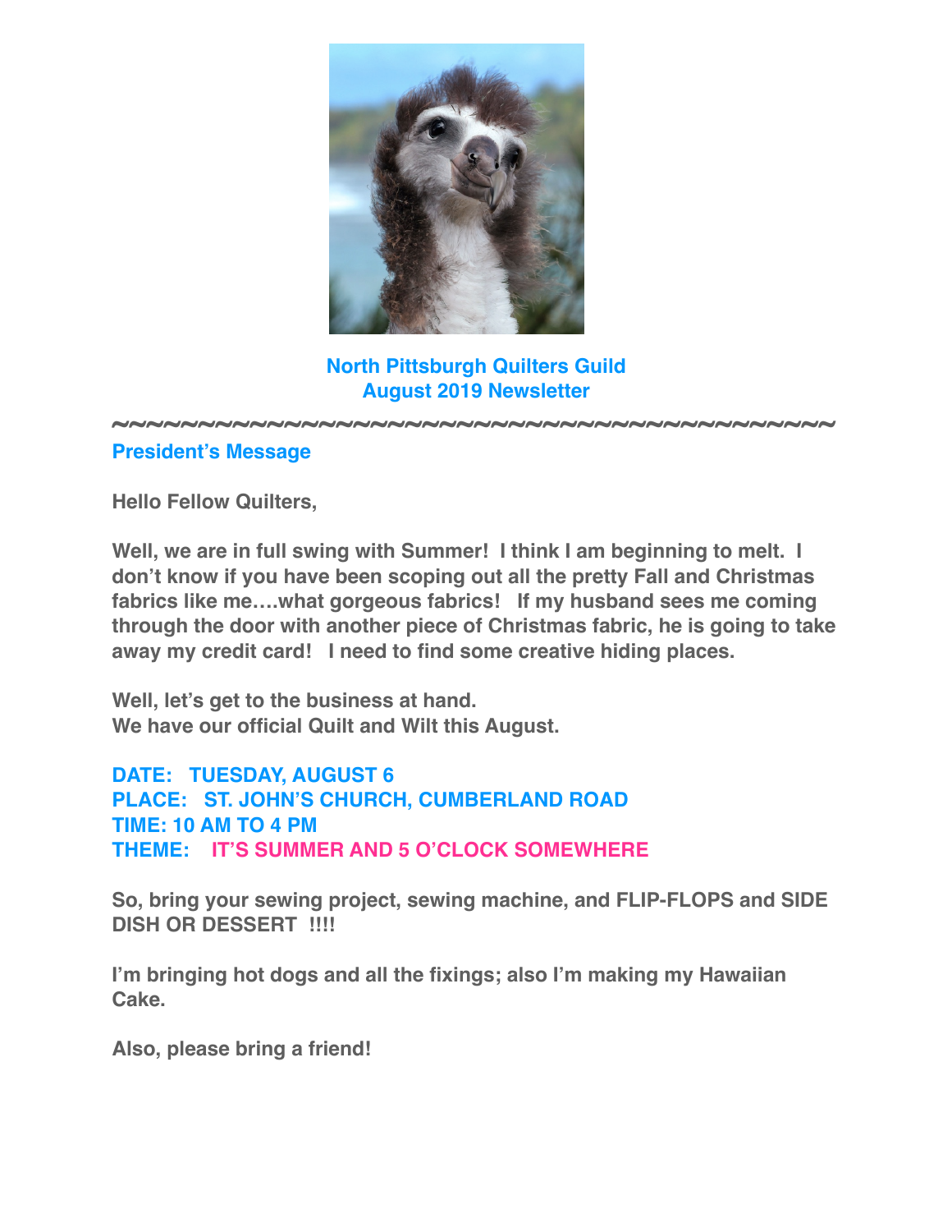# North Pittsburgh Quilters Guild
# August 2019 Newsletter

~~~~~~~~~~~~~~~~~~~~~~~~~~~~~~~~~~~~~~~~~~~~

## President's Message

**Hello Fellow Quilters,**

**Well, we are in full swing with Summer! I think I am beginning to melt. I don't know if you have been scoping out all the pretty Fall and Christmas fabrics like me….what gorgeous fabrics! If my husband sees me coming through the door with another piece of Christmas fabric, he is going to take away my credit card! I need to find some creative hiding places.**

**Well, let's get to the business at hand.**
**We have our official Quilt and Wilt this August.**

**DATE: TUESDAY, AUGUST 6**
**PLACE: ST. JOHN'S CHURCH, CUMBERLAND ROAD**
**TIME: 10 AM TO 4 PM**
**THEME: IT'S SUMMER AND 5 O'CLOCK SOMEWHERE**

**So, bring your sewing project, sewing machine, and FLIP-FLOPS and SIDE DISH OR DESSERT !!!!**

**I'm bringing hot dogs and all the fixings; also I'm making my Hawaiian Cake.**

**Also, please bring a friend!**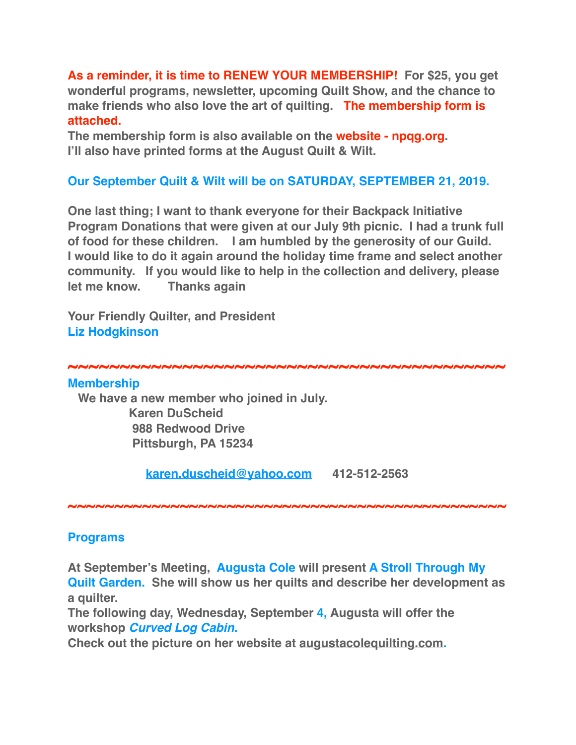**As a reminder, it is time to RENEW YOUR MEMBERSHIP!** **For $25, you get wonderful programs, newsletter, upcoming Quilt Show, and the chance to make friends who also love the art of quilting.** **The membership form is attached.**

**The membership form is also available on the website - npqg.org.**

**I'll also have printed forms at the August Quilt & Wilt.**

**Our September Quilt & Wilt will be on SATURDAY, SEPTEMBER 21, 2019.**

**One last thing; I want to thank everyone for their Backpack Initiative Program Donations that were given at our July 9th picnic. I had a trunk full of food for these children. I am humbled by the generosity of our Guild. I would like to do it again around the holiday time frame and select another community. If you would like to help in the collection and delivery, please let me know. Thanks again**

**Your Friendly Quilter, and President**

**Liz Hodgkinson**

~~~~~~~~~~~~~~~~~~~~~~~~~~~~~~~~~~~~~~~~~~~~~~~~

## Membership

**We have a new member who joined in July.**

**Karen DuScheid**
**988 Redwood Drive**
**Pittsburgh, PA 15234**

**karen.duscheid@yahoo.com 412-512-2563**

~~~~~~~~~~~~~~~~~~~~~~~~~~~~~~~~~~~~~~~~~~~~~~~~

## Programs

**At September's Meeting, Augusta Cole will present A Stroll Through My Quilt Garden. She will show us her quilts and describe her development as a quilter.**

**The following day, Wednesday, September 4, Augusta will offer the workshop *Curved Log Cabin.***

**Check out the picture on her website at augustacolequilting.com.**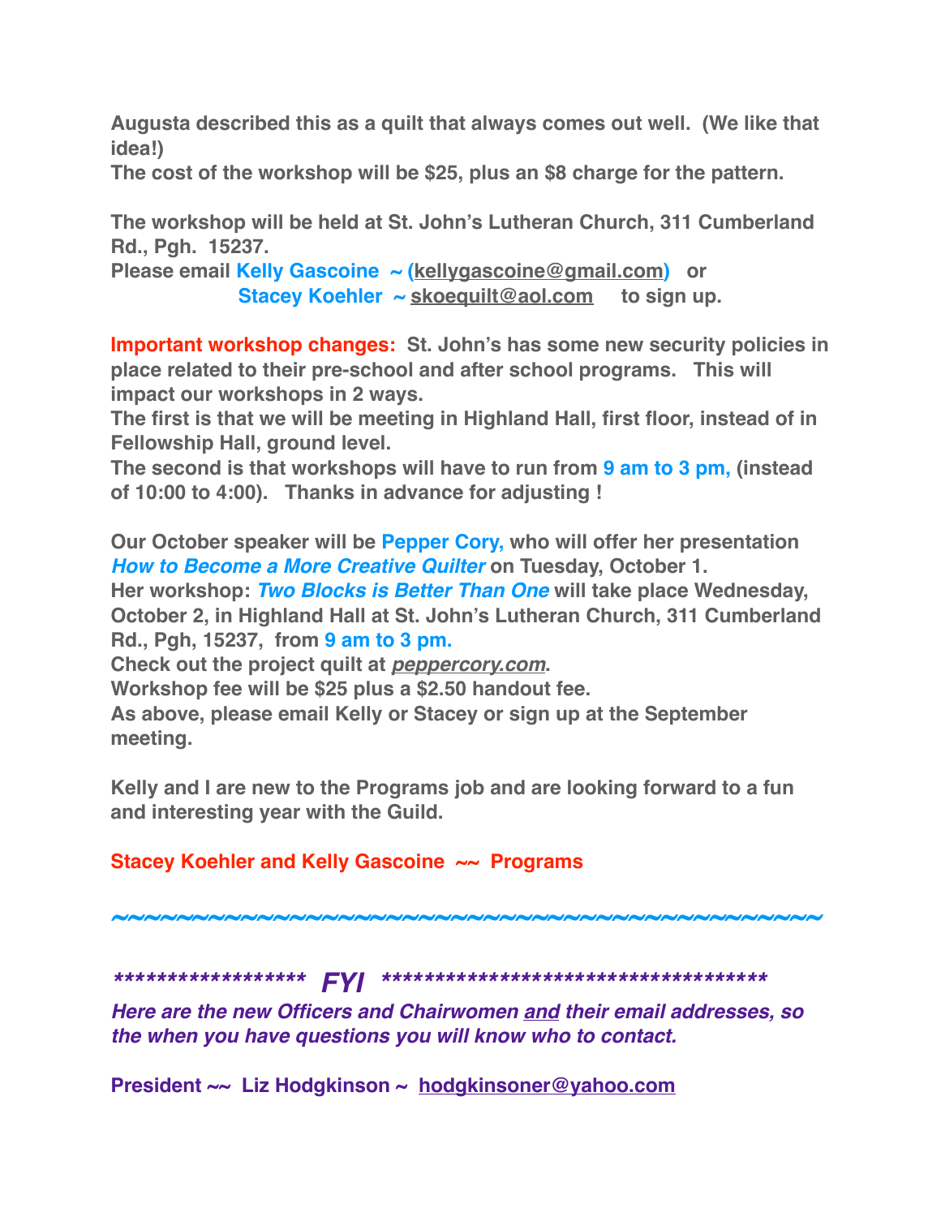**Augusta described this as a quilt that always comes out well. (We like that idea!)**
**The cost of the workshop will be $25, plus an $8 charge for the pattern.**

**The workshop will be held at St. John's Lutheran Church, 311 Cumberland Rd., Pgh. 15237.**
**Please email Kelly Gascoine ~ (kellygascoine@gmail.com) or**
**Stacey Koehler ~ skoequilt@aol.com to sign up.**

**Important workshop changes: St. John's has some new security policies in place related to their pre-school and after school programs. This will impact our workshops in 2 ways.**
**The first is that we will be meeting in Highland Hall, first floor, instead of in Fellowship Hall, ground level.**
**The second is that workshops will have to run from 9 am to 3 pm, (instead of 10:00 to 4:00). Thanks in advance for adjusting !**

**Our October speaker will be Pepper Cory, who will offer her presentation *How to Become a More Creative Quilter* on Tuesday, October 1.**
**Her workshop: *Two Blocks is Better Than One* will take place Wednesday, October 2, in Highland Hall at St. John's Lutheran Church, 311 Cumberland Rd., Pgh, 15237, from 9 am to 3 pm.**
**Check out the project quilt at *peppercory.com*.**
**Workshop fee will be $25 plus a $2.50 handout fee.**
**As above, please email Kelly or Stacey or sign up at the September meeting.**

**Kelly and I are new to the Programs job and are looking forward to a fun and interesting year with the Guild.**

**Stacey Koehler and Kelly Gascoine ~~ Programs**

~~~~~~~~~~~~~~~~~~~~~~~~~~~~~~~~~~~~~~~~~~~~~~~~~~~~~~~~

***\****************** FYI *************************************

***Here are the new Officers and Chairwomen and their email addresses, so the when you have questions you will know who to contact.***

**President ~~ Liz Hodgkinson ~ hodgkinsoner@yahoo.com**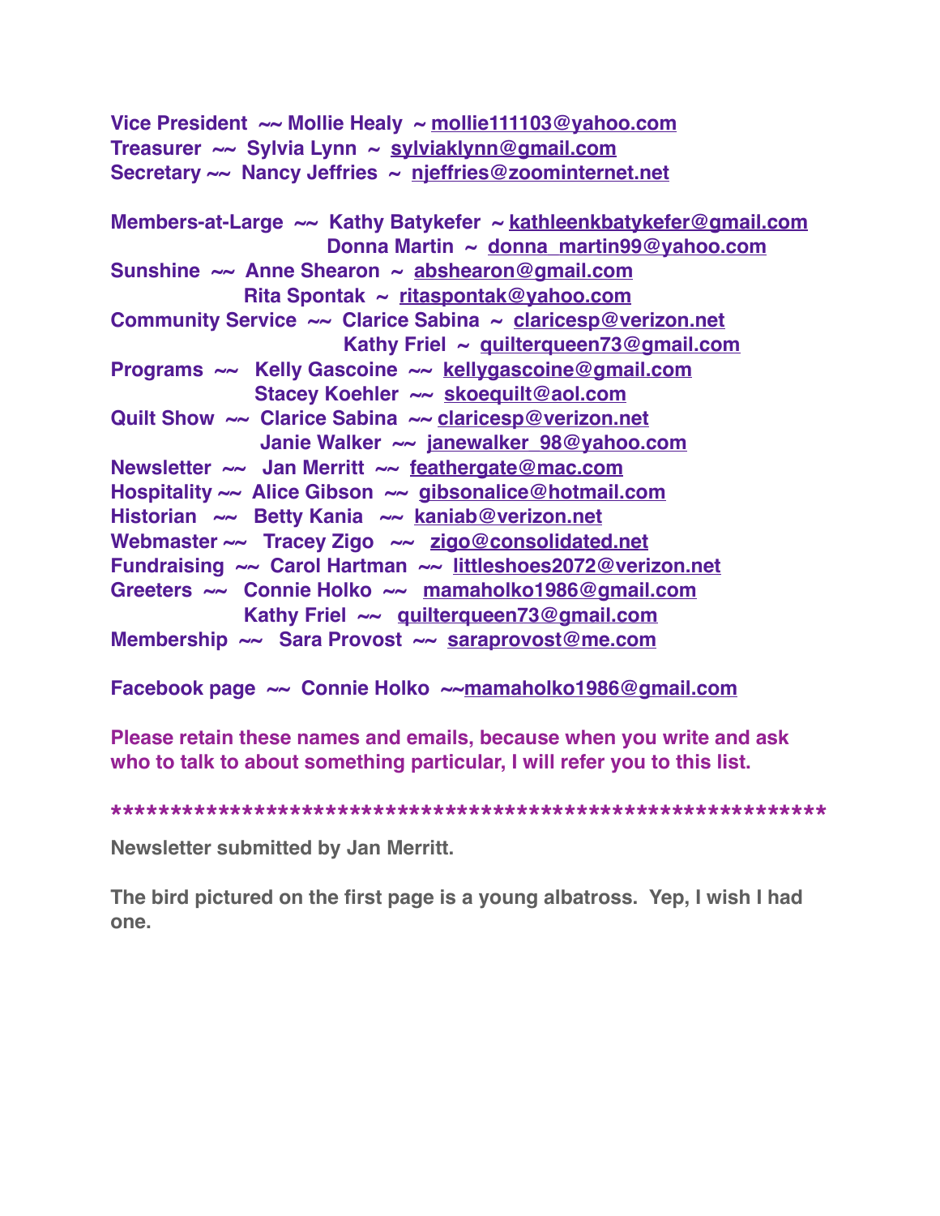**Vice President ~~ Mollie Healy ~ mollie111103@yahoo.com**
**Treasurer ~~ Sylvia Lynn ~ sylviaklynn@gmail.com**
**Secretary ~~ Nancy Jeffries ~ njeffries@zoominternet.net**

**Members-at-Large ~~ Kathy Batykefer ~ kathleenkbatykefer@gmail.com**
**Donna Martin ~ donna_martin99@yahoo.com**
**Sunshine ~~ Anne Shearon ~ abshearon@gmail.com**
**Rita Spontak ~ ritaspontak@yahoo.com**
**Community Service ~~ Clarice Sabina ~ claricesp@verizon.net**
**Kathy Friel ~ quilterqueen73@gmail.com**
**Programs ~~ Kelly Gascoine ~~ kellygascoine@gmail.com**
**Stacey Koehler ~~ skoequilt@aol.com**
**Quilt Show ~~ Clarice Sabina ~~ claricesp@verizon.net**
**Janie Walker ~~ janewalker_98@yahoo.com**
**Newsletter ~~ Jan Merritt ~~ feathergate@mac.com**
**Hospitality ~~ Alice Gibson ~~ gibsonalice@hotmail.com**
**Historian ~~ Betty Kania ~~ kaniab@verizon.net**
**Webmaster ~~ Tracey Zigo ~~ zigo@consolidated.net**
**Fundraising ~~ Carol Hartman ~~ littleshoes2072@verizon.net**
**Greeters ~~ Connie Holko ~~ mamaholko1986@gmail.com**
**Kathy Friel ~~ quilterqueen73@gmail.com**
**Membership ~~ Sara Provost ~~ saraprovost@me.com**

**Facebook page ~~ Connie Holko ~~mamaholko1986@gmail.com**

**Please retain these names and emails, because when you write and ask who to talk to about something particular, I will refer you to this list.**

**************************************************************

**Newsletter submitted by Jan Merritt.**

**The bird pictured on the first page is a young albatross. Yep, I wish I had one.**